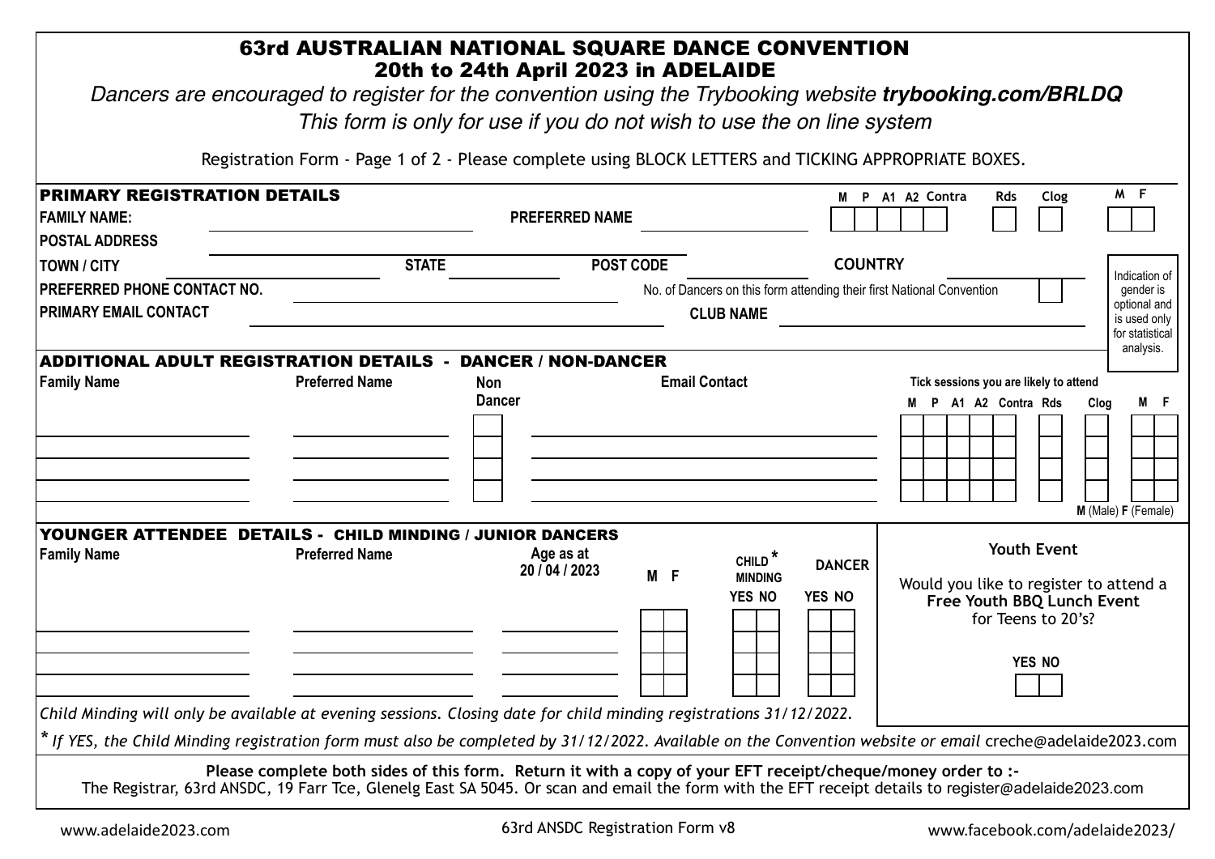# 63rd AUSTRALIAN NATIONAL SQUARE DANCE CONVENTION
## 20th to 24th April 2023 in ADELAIDE

*Dancers are encouraged to register for the convention using the Trybooking website **trybooking.com/BRLDQ***

*This form is only for use if you do not wish to use the on line system*

Registration Form - Page 1 of 2 - Please complete using BLOCK LETTERS and TICKING APPROPRIATE BOXES.

### PRIMARY REGISTRATION DETAILS

**FAMILY NAME:** ______________ **PREFERRED NAME** ______________

M P A1 A2 Contra Rds Clog | M F

**POSTAL ADDRESS** ______________

**TOWN / CITY** ______________ **STATE** ______________ **POST CODE** ______________ **COUNTRY** ______________

**PREFERRED PHONE CONTACT NO.** ______________

No. of Dancers on this form attending their first National Convention ☐

**PRIMARY EMAIL CONTACT** ______________ **CLUB NAME** ______________

Indication of gender is optional and is used only for statistical analysis.

### ADDITIONAL ADULT REGISTRATION DETAILS - DANCER / NON-DANCER

| Family Name | Preferred Name | Non Dancer | Email Contact | Tick sessions you are likely to attend: M | P | A1 | A2 | Contra | Rds | Clog | M | F |
|---|---|---|---|---|---|---|---|---|---|---|---|---|
| | | | | | | | | | | | | |
| | | | | | | | | | | | | |
| | | | | | | | | | | | | |
| | | | | | | | | | | | | |

**M** (Male) **F** (Female)

### YOUNGER ATTENDEE DETAILS - CHILD MINDING / JUNIOR DANCERS

| Family Name | Preferred Name | Age as at 20 / 04 / 2023 | M | F | CHILD* MINDING YES | NO | DANCER YES | NO |
|---|---|---|---|---|---|---|---|---|
| | | | | | | | | |
| | | | | | | | | |
| | | | | | | | | |
| | | | | | | | | |

**Youth Event**

Would you like to register to attend a **Free Youth BBQ Lunch Event** for Teens to 20's?

YES ☐ NO ☐

*Child Minding will only be available at evening sessions. Closing date for child minding registrations 31/12/2022.*

*\* If YES, the Child Minding registration form must also be completed by 31/12/2022. Available on the Convention website or email* creche@adelaide2023.com

**Please complete both sides of this form. Return it with a copy of your EFT receipt/cheque/money order to :-**
The Registrar, 63rd ANSDC, 19 Farr Tce, Glenelg East SA 5045. Or scan and email the form with the EFT receipt details to register@adelaide2023.com

www.adelaide2023.com 63rd ANSDC Registration Form v8 www.facebook.com/adelaide2023/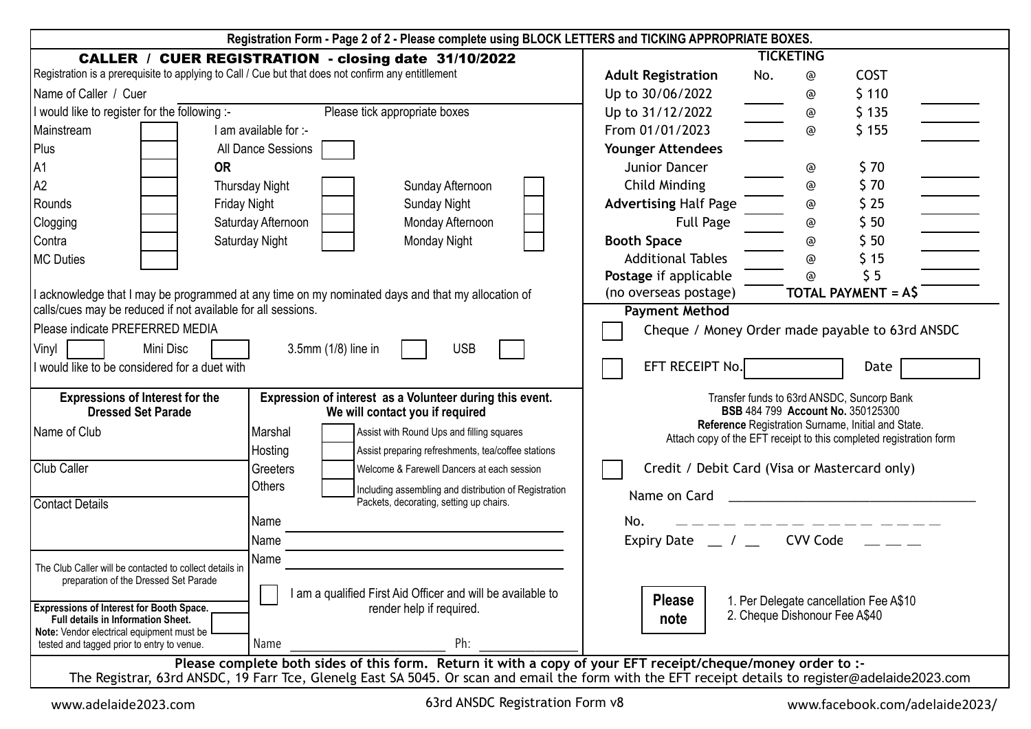**Registration Form - Page 2 of 2 - Please complete using BLOCK LETTERS and TICKING APPROPRIATE BOXES.**

## CALLER / CUER REGISTRATION - closing date 31/10/2022

Registration is a prerequisite to applying to Call / Cue but that does not confirm any entitlement

Name of Caller / Cuer

I would like to register for the following :- Please tick appropriate boxes

| I would like to register for | | I am available for :- | | | |
|---|---|---|---|---|---|
| Mainstream | ☐ | All Dance Sessions | ☐ | | |
| Plus | ☐ | **OR** | | | |
| A1 | ☐ | Thursday Night | ☐ | Sunday Afternoon | ☐ |
| A2 | ☐ | Friday Night | ☐ | Sunday Night | ☐ |
| Rounds | ☐ | Saturday Afternoon | ☐ | Monday Afternoon | ☐ |
| Clogging | ☐ | Saturday Night | ☐ | Monday Night | ☐ |
| Contra | ☐ | | | | |
| MC Duties | ☐ | | | | |

I acknowledge that I may be programmed at any time on my nominated days and that my allocation of calls/cues may be reduced if not available for all sessions.

Please indicate PREFERRED MEDIA

Vinyl ☐ Mini Disc ☐ 3.5mm (1/8) line in ☐ USB ☐

I would like to be considered for a duet with

## TICKETING

| | No. | @ | COST | |
|---|---|---|---|---|
| **Adult Registration** | | | | |
| Up to 30/06/2022 | | @ | $ 110 | |
| Up to 31/12/2022 | ____ | @ | $ 135 | ____ |
| From 01/01/2023 | ____ | @ | $ 155 | ____ |
| **Younger Attendees** | | | | |
| Junior Dancer | ____ | @ | $ 70 | ____ |
| Child Minding | ____ | @ | $ 70 | ____ |
| **Advertising** Half Page | ____ | @ | $ 25 | ____ |
| Full Page | ____ | @ | $ 50 | ____ |
| **Booth Space** | ____ | @ | $ 50 | ____ |
| Additional Tables | ____ | @ | $ 15 | ____ |
| **Postage** if applicable (no overseas postage) | ____ | @ | $ 5 | ____ |
| | | | **TOTAL PAYMENT = A$** | |

**Payment Method**

☐ Cheque / Money Order made payable to 63rd ANSDC

☐ EFT RECEIPT No. ________ Date ________

Transfer funds to 63rd ANSDC, Suncorp Bank
**BSB** 484 799 **Account No.** 350125300
**Reference** Registration Surname, Initial and State.
Attach copy of the EFT receipt to this completed registration form

☐ Credit / Debit Card (Visa or Mastercard only)

Name on Card ____________________

No. _ _ _ _ _ _ _ _ _ _ _ _ _ _ _ _

Expiry Date __ / __ CVV Code __ __ __

**Please note**

1. Per Delegate cancellation Fee A$10
2. Cheque Dishonour Fee A$40

### Expressions of Interest for the Dressed Set Parade

Name of Club

Club Caller

Contact Details

The Club Caller will be contacted to collect details in preparation of the Dressed Set Parade

**Expressions of Interest for Booth Space. Full details in Information Sheet.** ☐
**Note:** Vendor electrical equipment must be tested and tagged prior to entry to venue.

### Expression of interest as a Volunteer during this event. We will contact you if required

| | | |
|---|---|---|
| Marshal | ☐ | Assist with Round Ups and filling squares |
| Hosting | ☐ | Assist preparing refreshments, tea/coffee stations |
| Greeters | ☐ | Welcome & Farewell Dancers at each session |
| Others | ☐ | Including assembling and distribution of Registration Packets, decorating, setting up chairs. |

Name ____________________

Name ____________________

Name ____________________

☐ I am a qualified First Aid Officer and will be available to render help if required.

Name ____________________ Ph: ____________

**Please complete both sides of this form. Return it with a copy of your EFT receipt/cheque/money order to :-**
The Registrar, 63rd ANSDC, 19 Farr Tce, Glenelg East SA 5045. Or scan and email the form with the EFT receipt details to register@adelaide2023.com

www.adelaide2023.com 63rd ANSDC Registration Form v8 www.facebook.com/adelaide2023/